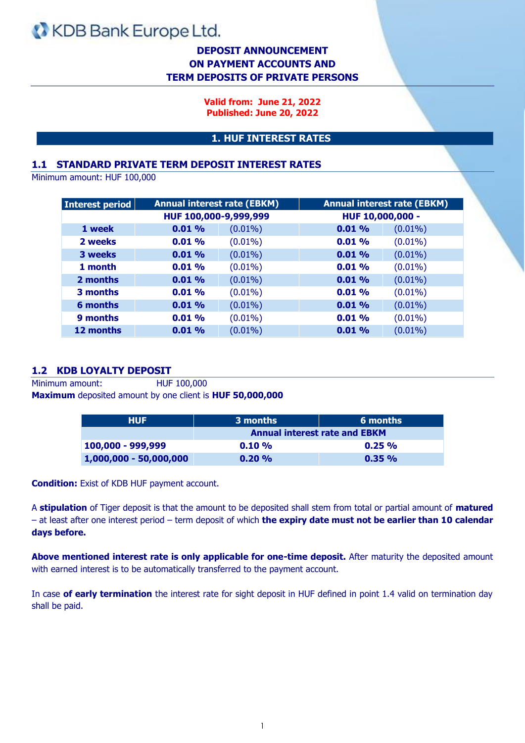KDB Bank Europe Ltd.

# DEPOSIT ANNOUNCEMENT ON PAYMENT ACCOUNTS AND TERM DEPOSITS OF PRIVATE PERSONS

**Valid from: June 21, 2022**
**Published: June 20, 2022**

## 1. HUF INTEREST RATES

### 1.1 STANDARD PRIVATE TERM DEPOSIT INTEREST RATES

Minimum amount: HUF 100,000

| Interest period | Annual interest rate (EBKM) | | Annual interest rate (EBKM) | |
|---|---|---|---|---|
| | HUF 100,000-9,999,999 | | HUF 10,000,000 - | |
| **1 week** | **0.01 %** | (0.01%) | **0.01 %** | (0.01%) |
| **2 weeks** | **0.01 %** | (0.01%) | **0.01 %** | (0.01%) |
| **3 weeks** | **0.01 %** | (0.01%) | **0.01 %** | (0.01%) |
| **1 month** | **0.01 %** | (0.01%) | **0.01 %** | (0.01%) |
| **2 months** | **0.01 %** | (0.01%) | **0.01 %** | (0.01%) |
| **3 months** | **0.01 %** | (0.01%) | **0.01 %** | (0.01%) |
| **6 months** | **0.01 %** | (0.01%) | **0.01 %** | (0.01%) |
| **9 months** | **0.01 %** | (0.01%) | **0.01 %** | (0.01%) |
| **12 months** | **0.01 %** | (0.01%) | **0.01 %** | (0.01%) |

### 1.2 KDB LOYALTY DEPOSIT

Minimum amount: HUF 100,000
**Maximum** deposited amount by one client is **HUF 50,000,000**

| HUF | 3 months | 6 months |
|---|---|---|
| | Annual interest rate and EBKM | |
| **100,000 - 999,999** | **0.10 %** | **0.25 %** |
| **1,000,000 - 50,000,000** | **0.20 %** | **0.35 %** |

**Condition:** Exist of KDB HUF payment account.

A **stipulation** of Tiger deposit is that the amount to be deposited shall stem from total or partial amount of **matured** – at least after one interest period – term deposit of which **the expiry date must not be earlier than 10 calendar days before.**

**Above mentioned interest rate is only applicable for one-time deposit.** After maturity the deposited amount with earned interest is to be automatically transferred to the payment account.

In case **of early termination** the interest rate for sight deposit in HUF defined in point 1.4 valid on termination day shall be paid.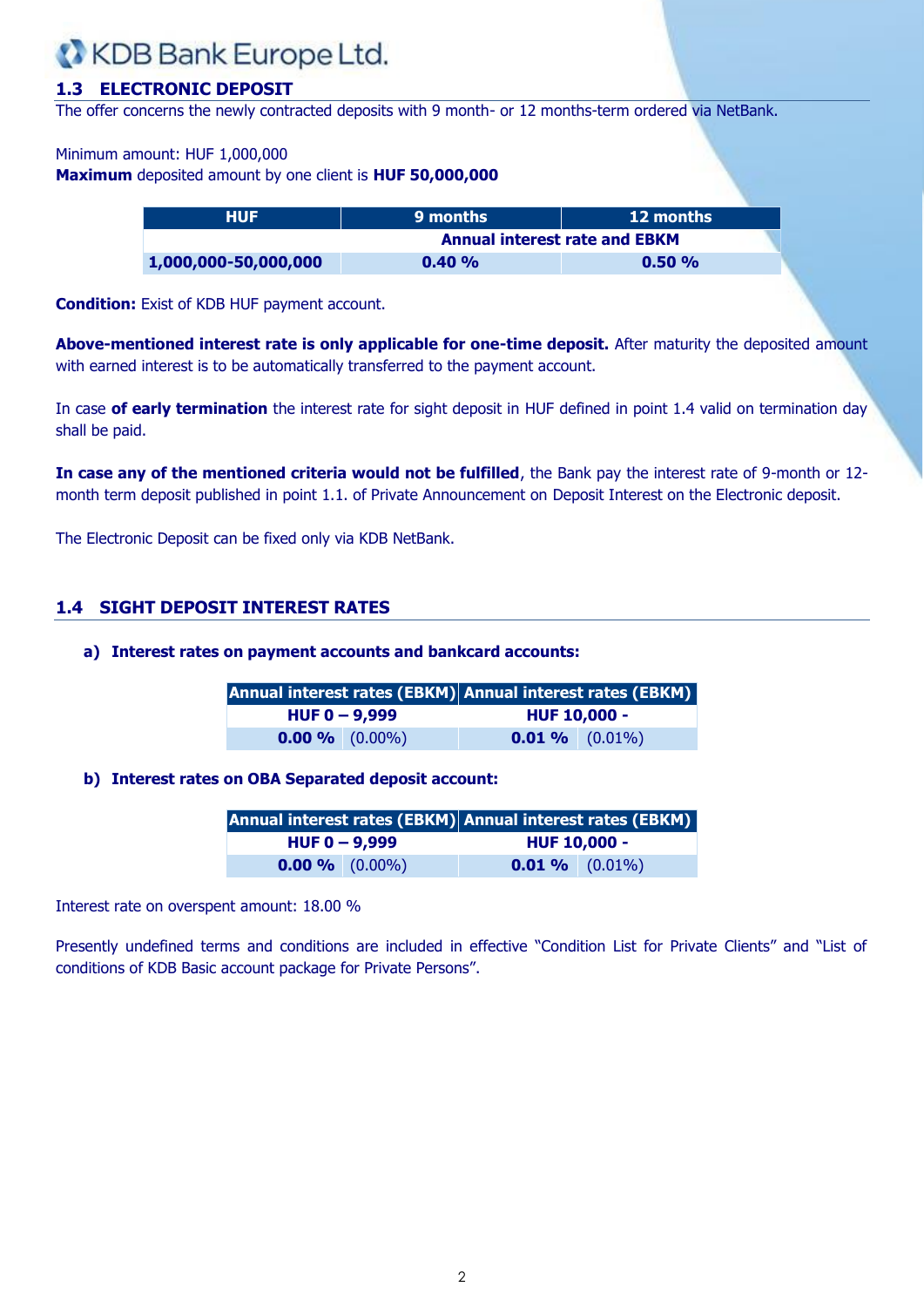KDB Bank Europe Ltd.

## 1.3 ELECTRONIC DEPOSIT

The offer concerns the newly contracted deposits with 9 month- or 12 months-term ordered via NetBank.

Minimum amount: HUF 1,000,000
**Maximum** deposited amount by one client is **HUF 50,000,000**

| HUF | 9 months | 12 months |
|---|---|---|
| | Annual interest rate and EBKM | |
| 1,000,000-50,000,000 | 0.40 % | 0.50 % |

**Condition:** Exist of KDB HUF payment account.

**Above-mentioned interest rate is only applicable for one-time deposit.** After maturity the deposited amount with earned interest is to be automatically transferred to the payment account.

In case **of early termination** the interest rate for sight deposit in HUF defined in point 1.4 valid on termination day shall be paid.

**In case any of the mentioned criteria would not be fulfilled**, the Bank pay the interest rate of 9-month or 12-month term deposit published in point 1.1. of Private Announcement on Deposit Interest on the Electronic deposit.

The Electronic Deposit can be fixed only via KDB NetBank.

## 1.4 SIGHT DEPOSIT INTEREST RATES

### a) Interest rates on payment accounts and bankcard accounts:

| Annual interest rates (EBKM) | | Annual interest rates (EBKM) | |
|---|---|---|---|
| HUF 0 – 9,999 | | HUF 10,000 - | |
| **0.00 %** | (0.00%) | **0.01 %** | (0.01%) |

### b) Interest rates on OBA Separated deposit account:

| Annual interest rates (EBKM) | | Annual interest rates (EBKM) | |
|---|---|---|---|
| HUF 0 – 9,999 | | HUF 10,000 - | |
| **0.00 %** | (0.00%) | **0.01 %** | (0.01%) |

Interest rate on overspent amount: 18.00 %

Presently undefined terms and conditions are included in effective "Condition List for Private Clients" and "List of conditions of KDB Basic account package for Private Persons".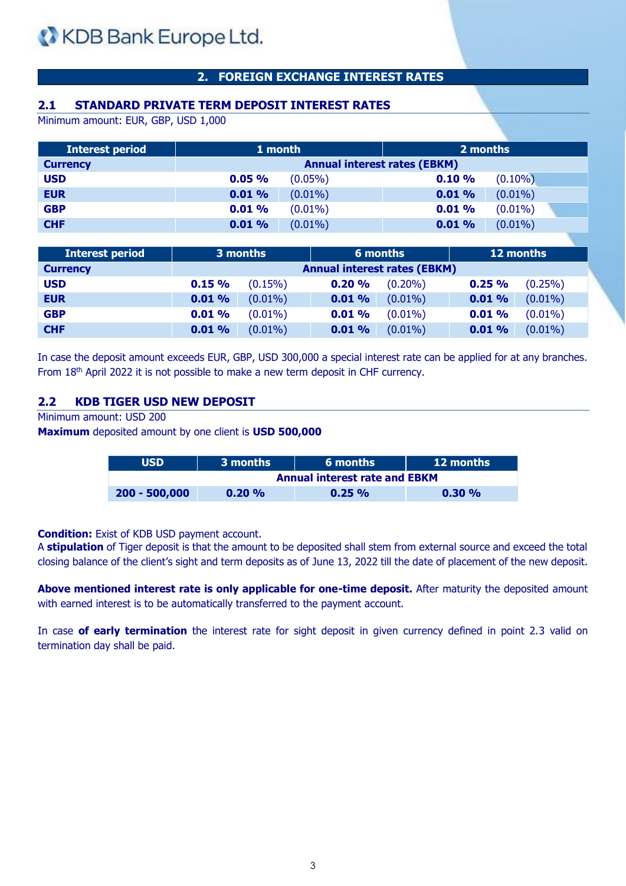KDB Bank Europe Ltd.

## 2. FOREIGN EXCHANGE INTEREST RATES

### 2.1 STANDARD PRIVATE TERM DEPOSIT INTEREST RATES

Minimum amount: EUR, GBP, USD 1,000

| Interest period | 1 month | | 2 months | |
|---|---|---|---|---|
| **Currency** | **Annual interest rates (EBKM)** | | | |
| **USD** | **0.05 %** | (0.05%) | **0.10 %** | (0.10%) |
| **EUR** | **0.01 %** | (0.01%) | **0.01 %** | (0.01%) |
| **GBP** | **0.01 %** | (0.01%) | **0.01 %** | (0.01%) |
| **CHF** | **0.01 %** | (0.01%) | **0.01 %** | (0.01%) |

| Interest period | 3 months | | 6 months | | 12 months | |
|---|---|---|---|---|---|---|
| **Currency** | **Annual interest rates (EBKM)** | | | | | |
| **USD** | **0.15 %** | (0.15%) | **0.20 %** | (0.20%) | **0.25 %** | (0.25%) |
| **EUR** | **0.01 %** | (0.01%) | **0.01 %** | (0.01%) | **0.01 %** | (0.01%) |
| **GBP** | **0.01 %** | (0.01%) | **0.01 %** | (0.01%) | **0.01 %** | (0.01%) |
| **CHF** | **0.01 %** | (0.01%) | **0.01 %** | (0.01%) | **0.01 %** | (0.01%) |

In case the deposit amount exceeds EUR, GBP, USD 300,000 a special interest rate can be applied for at any branches. From 18th April 2022 it is not possible to make a new term deposit in CHF currency.

### 2.2 KDB TIGER USD NEW DEPOSIT

Minimum amount: USD 200

**Maximum** deposited amount by one client is **USD 500,000**

| USD | 3 months | 6 months | 12 months |
|---|---|---|---|
| | **Annual interest rate and EBKM** | | |
| **200 - 500,000** | **0.20 %** | **0.25 %** | **0.30 %** |

**Condition:** Exist of KDB USD payment account.

A **stipulation** of Tiger deposit is that the amount to be deposited shall stem from external source and exceed the total closing balance of the client's sight and term deposits as of June 13, 2022 till the date of placement of the new deposit.

**Above mentioned interest rate is only applicable for one-time deposit.** After maturity the deposited amount with earned interest is to be automatically transferred to the payment account.

In case **of early termination** the interest rate for sight deposit in given currency defined in point 2.3 valid on termination day shall be paid.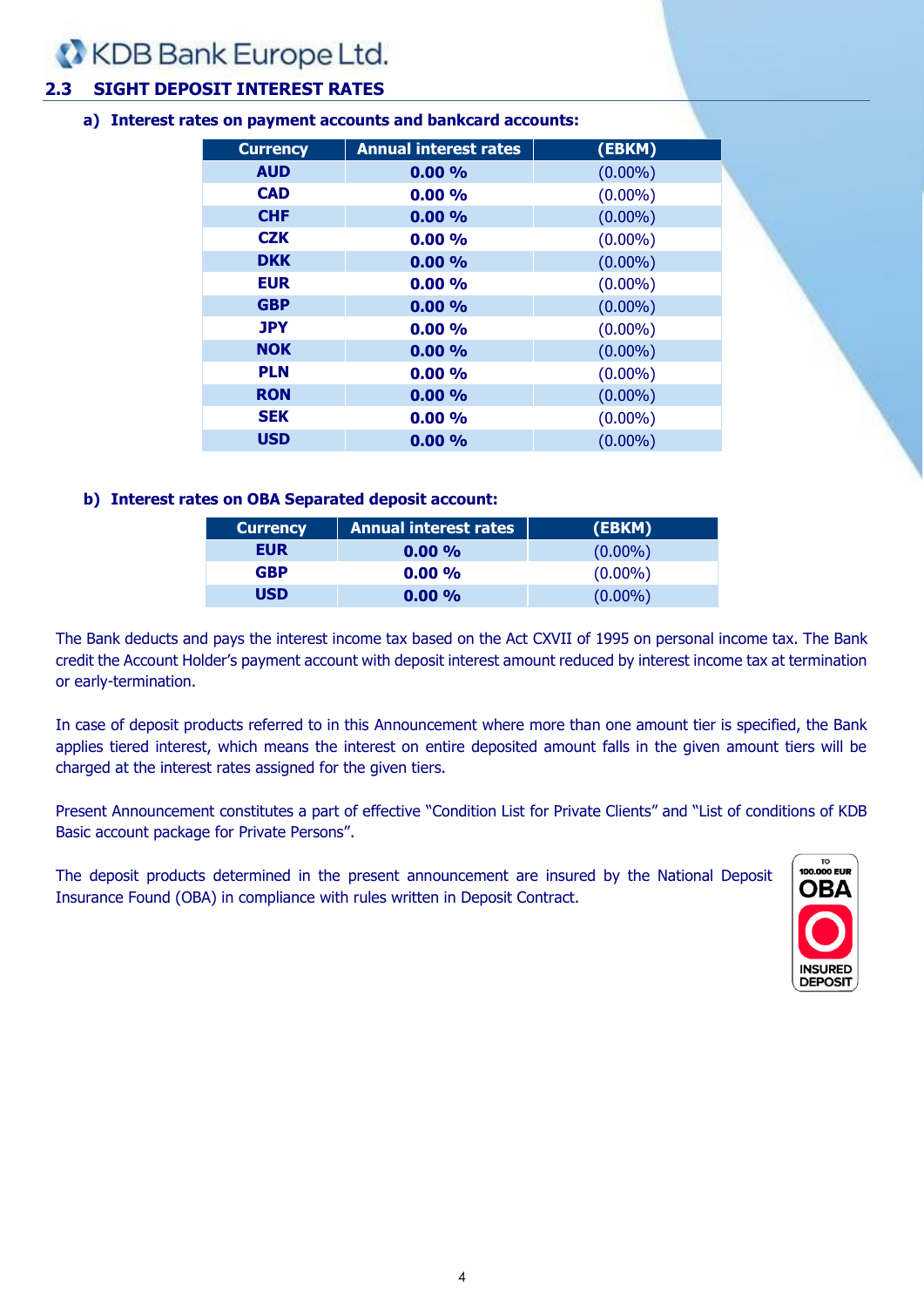## 2.3 SIGHT DEPOSIT INTEREST RATES

**a) Interest rates on payment accounts and bankcard accounts:**

| Currency | Annual interest rates | (EBKM) |
|---|---|---|
| **AUD** | **0.00 %** | (0.00%) |
| **CAD** | **0.00 %** | (0.00%) |
| **CHF** | **0.00 %** | (0.00%) |
| **CZK** | **0.00 %** | (0.00%) |
| **DKK** | **0.00 %** | (0.00%) |
| **EUR** | **0.00 %** | (0.00%) |
| **GBP** | **0.00 %** | (0.00%) |
| **JPY** | **0.00 %** | (0.00%) |
| **NOK** | **0.00 %** | (0.00%) |
| **PLN** | **0.00 %** | (0.00%) |
| **RON** | **0.00 %** | (0.00%) |
| **SEK** | **0.00 %** | (0.00%) |
| **USD** | **0.00 %** | (0.00%) |

**b) Interest rates on OBA Separated deposit account:**

| Currency | Annual interest rates | (EBKM) |
|---|---|---|
| **EUR** | **0.00 %** | (0.00%) |
| **GBP** | **0.00 %** | (0.00%) |
| **USD** | **0.00 %** | (0.00%) |

The Bank deducts and pays the interest income tax based on the Act CXVII of 1995 on personal income tax. The Bank credit the Account Holder's payment account with deposit interest amount reduced by interest income tax at termination or early-termination.

In case of deposit products referred to in this Announcement where more than one amount tier is specified, the Bank applies tiered interest, which means the interest on entire deposited amount falls in the given amount tiers will be charged at the interest rates assigned for the given tiers.

Present Announcement constitutes a part of effective "Condition List for Private Clients" and "List of conditions of KDB Basic account package for Private Persons".

The deposit products determined in the present announcement are insured by the National Deposit Insurance Found (OBA) in compliance with rules written in Deposit Contract.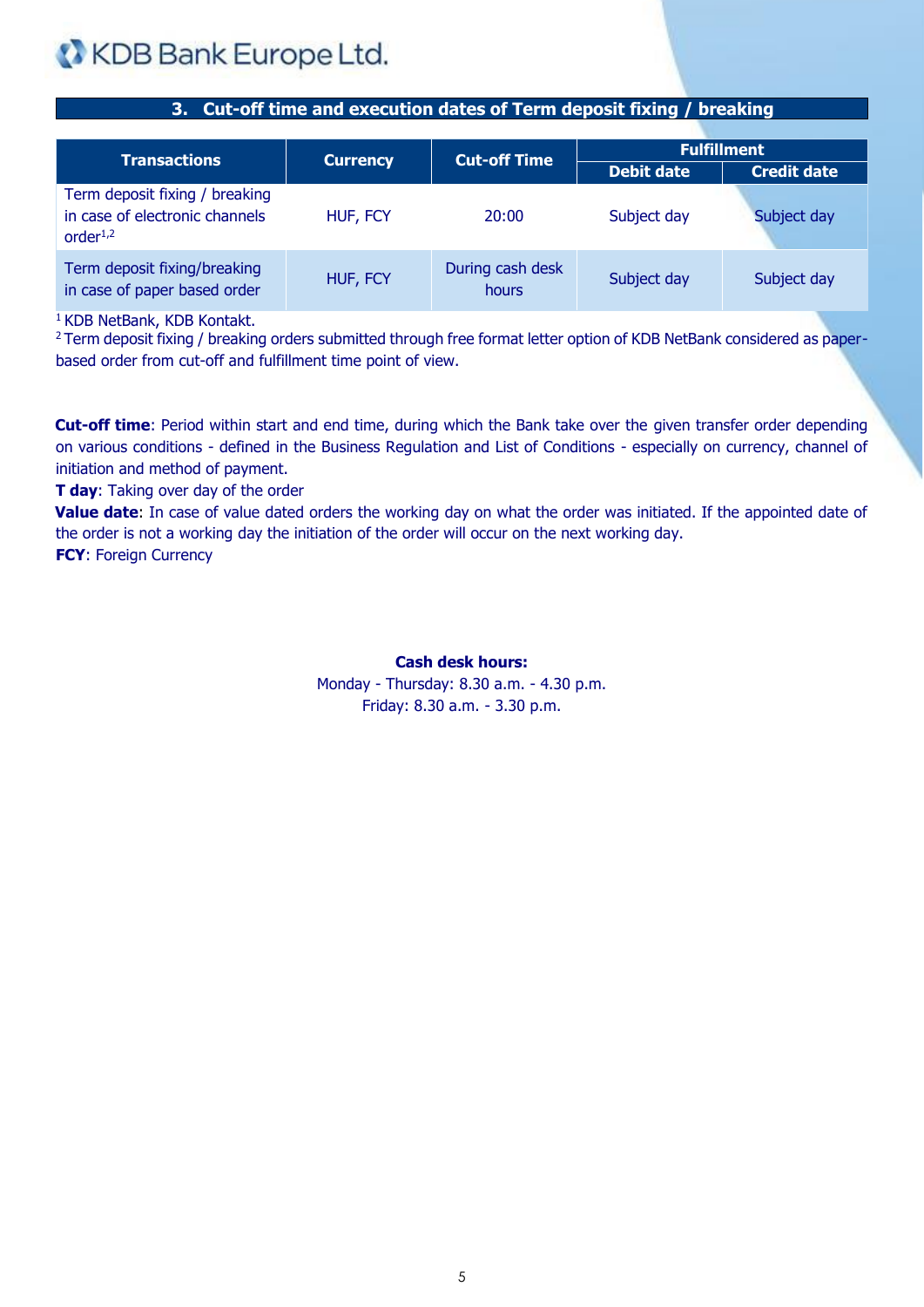## 3. Cut-off time and execution dates of Term deposit fixing / breaking

| Transactions | Currency | Cut-off Time | Fulfillment | |
|---|---|---|---|---|
| | | | Debit date | Credit date |
| Term deposit fixing / breaking in case of electronic channels order[1,2] | HUF, FCY | 20:00 | Subject day | Subject day |
| Term deposit fixing/breaking in case of paper based order | HUF, FCY | During cash desk hours | Subject day | Subject day |

[1] KDB NetBank, KDB Kontakt.
[2] Term deposit fixing / breaking orders submitted through free format letter option of KDB NetBank considered as paper-based order from cut-off and fulfillment time point of view.

**Cut-off time**: Period within start and end time, during which the Bank take over the given transfer order depending on various conditions - defined in the Business Regulation and List of Conditions - especially on currency, channel of initiation and method of payment.
**T day**: Taking over day of the order
**Value date**: In case of value dated orders the working day on what the order was initiated. If the appointed date of the order is not a working day the initiation of the order will occur on the next working day.
**FCY**: Foreign Currency

**Cash desk hours:**
Monday - Thursday: 8.30 a.m. - 4.30 p.m.
Friday: 8.30 a.m. - 3.30 p.m.